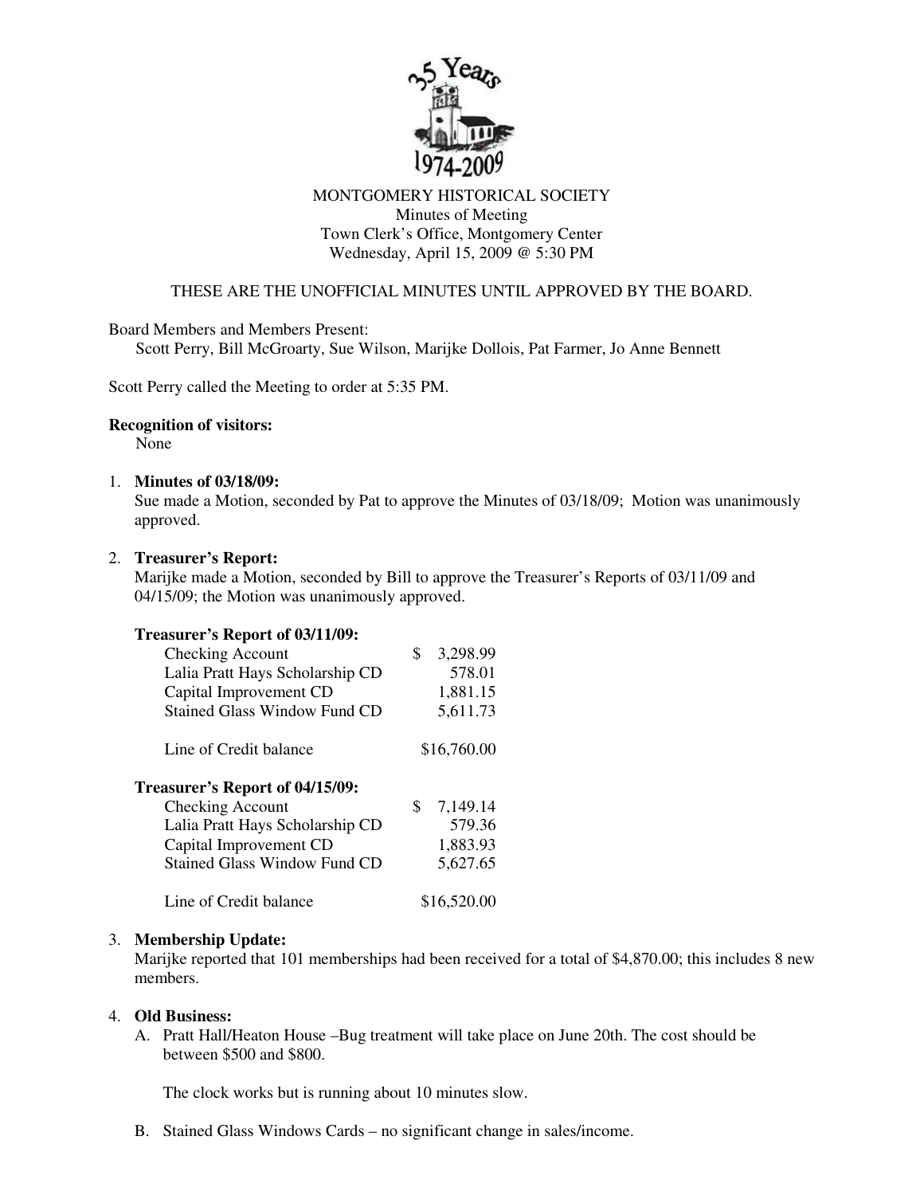MONTGOMERY HISTORICAL SOCIETY
Minutes of Meeting
Town Clerk's Office, Montgomery Center
Wednesday, April 15, 2009 @ 5:30 PM

THESE ARE THE UNOFFICIAL MINUTES UNTIL APPROVED BY THE BOARD.

Board Members and Members Present:
Scott Perry, Bill McGroarty, Sue Wilson, Marijke Dollois, Pat Farmer, Jo Anne Bennett

Scott Perry called the Meeting to order at 5:35 PM.

**Recognition of visitors:**
None

1. **Minutes of 03/18/09:**
   Sue made a Motion, seconded by Pat to approve the Minutes of 03/18/09; Motion was unanimously approved.

2. **Treasurer's Report:**
   Marijke made a Motion, seconded by Bill to approve the Treasurer's Reports of 03/11/09 and 04/15/09; the Motion was unanimously approved.

   **Treasurer's Report of 03/11/09:**

   | | |
   |---|---|
   | Checking Account | $ 3,298.99 |
   | Lalia Pratt Hays Scholarship CD | 578.01 |
   | Capital Improvement CD | 1,881.15 |
   | Stained Glass Window Fund CD | 5,611.73 |
   | Line of Credit balance | $16,760.00 |

   **Treasurer's Report of 04/15/09:**

   | | |
   |---|---|
   | Checking Account | $ 7,149.14 |
   | Lalia Pratt Hays Scholarship CD | 579.36 |
   | Capital Improvement CD | 1,883.93 |
   | Stained Glass Window Fund CD | 5,627.65 |
   | Line of Credit balance | $16,520.00 |

3. **Membership Update:**
   Marijke reported that 101 memberships had been received for a total of $4,870.00; this includes 8 new members.

4. **Old Business:**
   A. Pratt Hall/Heaton House –Bug treatment will take place on June 20th. The cost should be between $500 and $800.

   The clock works but is running about 10 minutes slow.

   B. Stained Glass Windows Cards – no significant change in sales/income.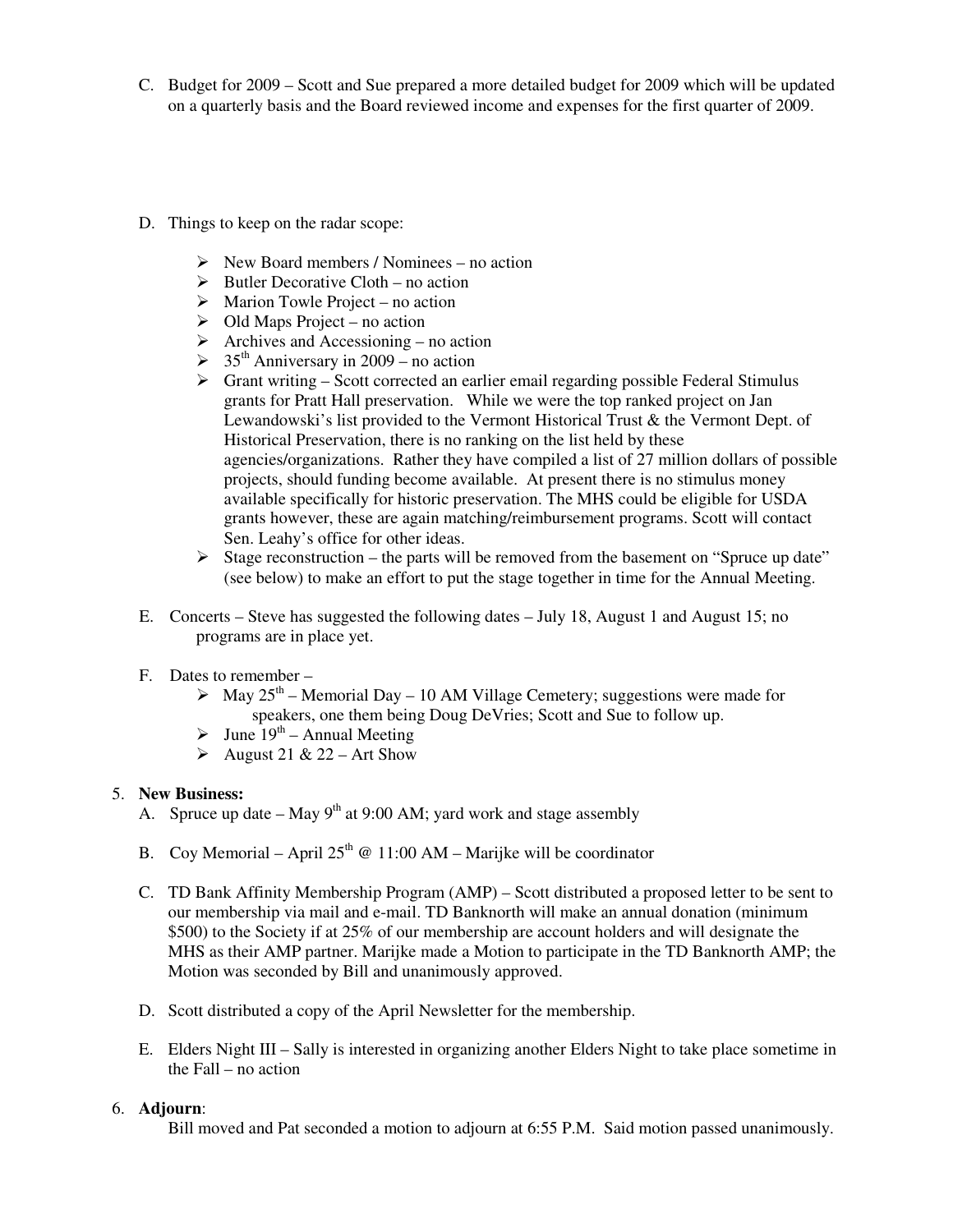C. Budget for 2009 – Scott and Sue prepared a more detailed budget for 2009 which will be updated on a quarterly basis and the Board reviewed income and expenses for the first quarter of 2009.

D. Things to keep on the radar scope:

- New Board members / Nominees – no action
- Butler Decorative Cloth – no action
- Marion Towle Project – no action
- Old Maps Project – no action
- Archives and Accessioning – no action
- 35th Anniversary in 2009 – no action
- Grant writing – Scott corrected an earlier email regarding possible Federal Stimulus grants for Pratt Hall preservation. While we were the top ranked project on Jan Lewandowski's list provided to the Vermont Historical Trust & the Vermont Dept. of Historical Preservation, there is no ranking on the list held by these agencies/organizations. Rather they have compiled a list of 27 million dollars of possible projects, should funding become available. At present there is no stimulus money available specifically for historic preservation. The MHS could be eligible for USDA grants however, these are again matching/reimbursement programs. Scott will contact Sen. Leahy's office for other ideas.
- Stage reconstruction – the parts will be removed from the basement on "Spruce up date" (see below) to make an effort to put the stage together in time for the Annual Meeting.

E. Concerts – Steve has suggested the following dates – July 18, August 1 and August 15; no programs are in place yet.

F. Dates to remember –
- May 25th – Memorial Day – 10 AM Village Cemetery; suggestions were made for speakers, one them being Doug DeVries; Scott and Sue to follow up.
- June 19th – Annual Meeting
- August 21 & 22 – Art Show

5. **New Business:**

A. Spruce up date – May 9th at 9:00 AM; yard work and stage assembly

B. Coy Memorial – April 25th @ 11:00 AM – Marijke will be coordinator

C. TD Bank Affinity Membership Program (AMP) – Scott distributed a proposed letter to be sent to our membership via mail and e-mail. TD Banknorth will make an annual donation (minimum $500) to the Society if at 25% of our membership are account holders and will designate the MHS as their AMP partner. Marijke made a Motion to participate in the TD Banknorth AMP; the Motion was seconded by Bill and unanimously approved.

D. Scott distributed a copy of the April Newsletter for the membership.

E. Elders Night III – Sally is interested in organizing another Elders Night to take place sometime in the Fall – no action

6. **Adjourn**:

Bill moved and Pat seconded a motion to adjourn at 6:55 P.M. Said motion passed unanimously.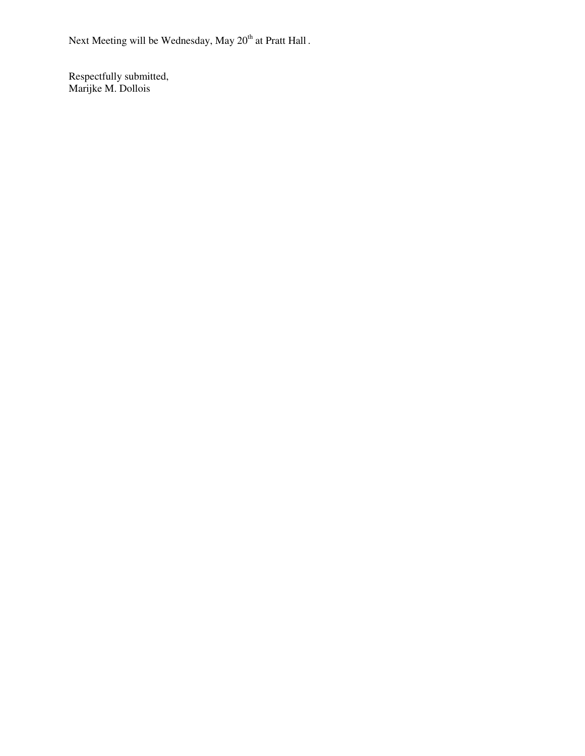Next Meeting will be Wednesday, May 20th at Pratt Hall .

Respectfully submitted,
Marijke M. Dollois